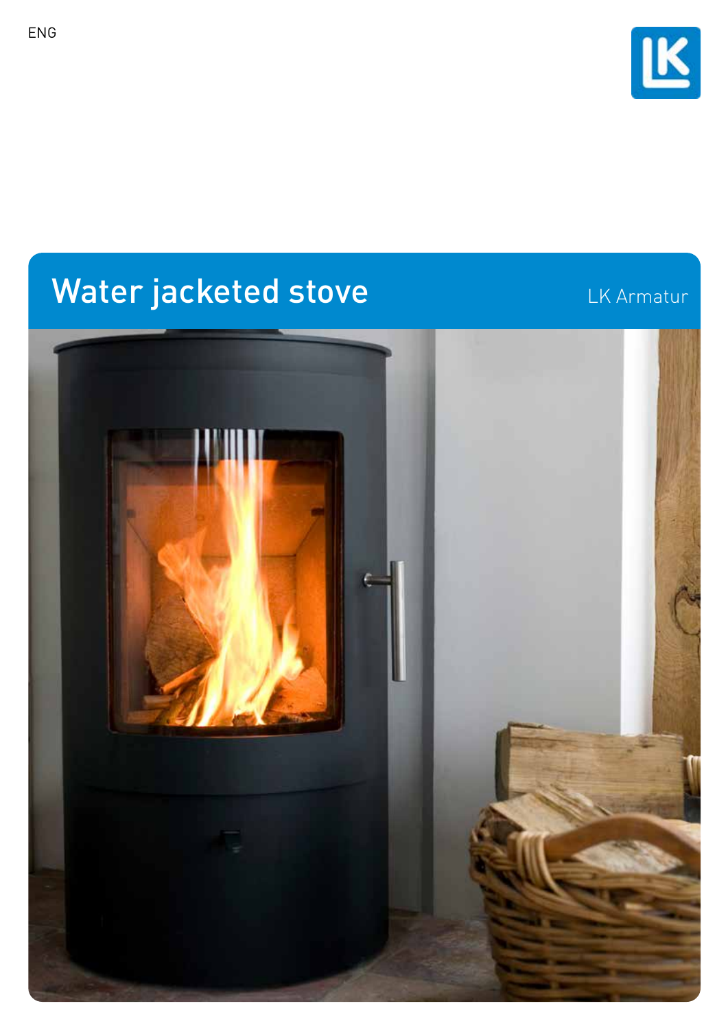ENG

# Water jacketed stove

LK Armatur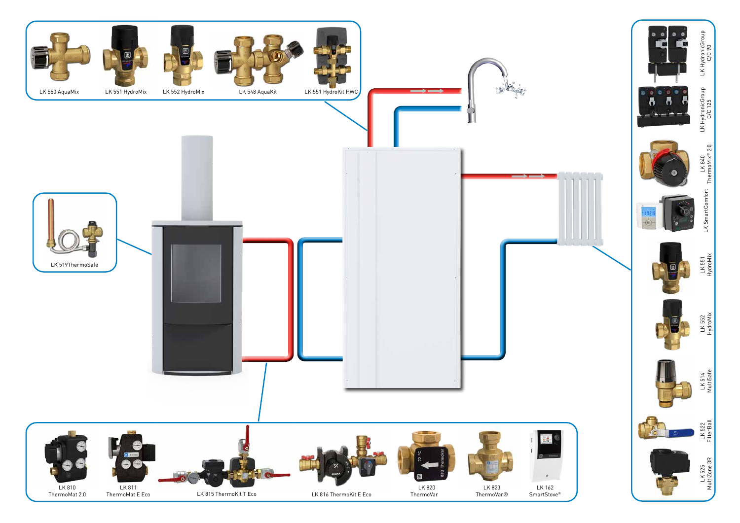LK 550 AquaMix

LK 551 HydroMix

LK 552 HydroMix

LK 548 AquaKit

LK 551 HydroKit HWC

LK 519ThermoSafe

LK HydronicGroup C/C 90

LK HydronicGroup C/C 125

LK 840 ThermoMix® 2.0

LK SmartComfort

LK 551 HydroMix

LK 552 HydroMix

LK 514 MultiSafe

LK 522 FilterBall

LK 525 MultiZone 3R

LK 810 ThermoMat 2.0

LK 811 ThermoMat E Eco

LK 815 ThermoKit T Eco

LK 816 ThermoKit E Eco

LK 820 ThermoVar

LK 823 ThermoVar®

LK 162 SmartStove®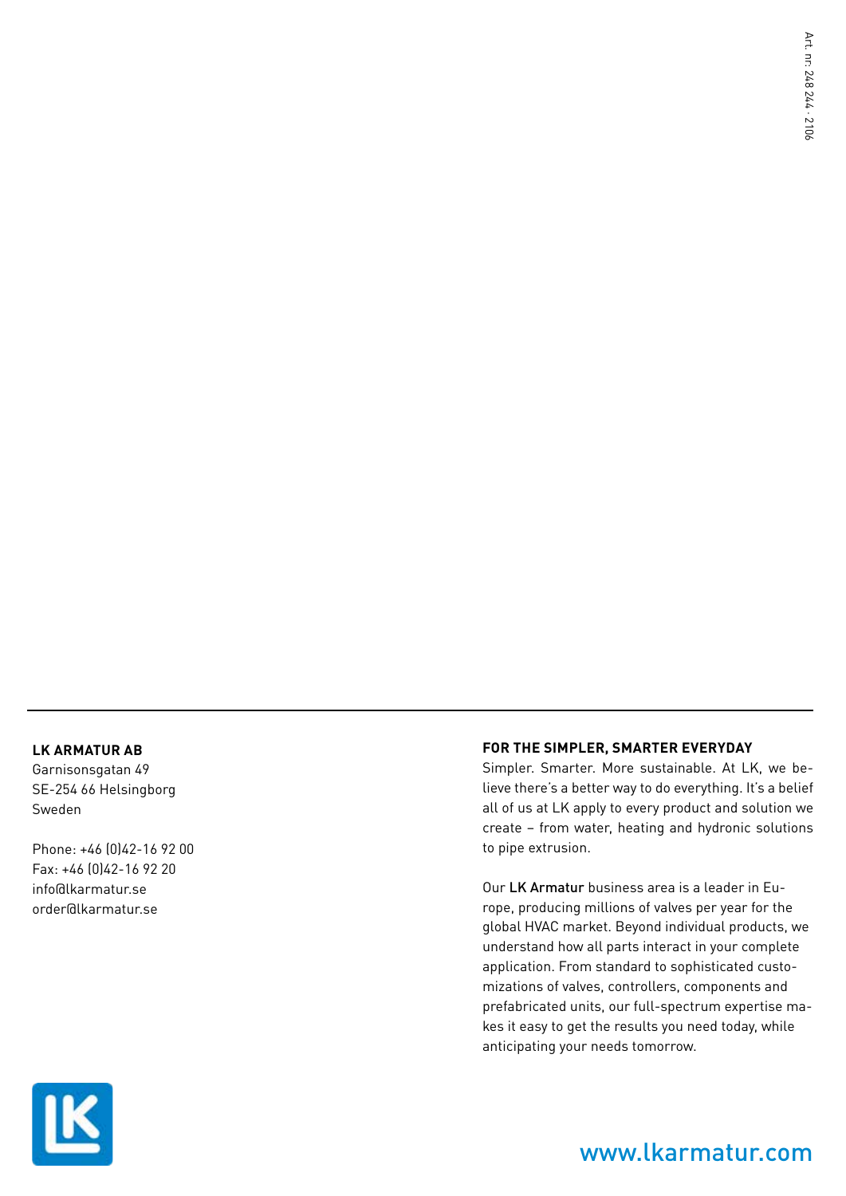Art. nr: 248 244 · 2106

**LK ARMATUR AB**
Garnisonsgatan 49
SE-254 66 Helsingborg
Sweden

Phone: +46 (0)42-16 92 00
Fax: +46 (0)42-16 92 20
info@lkarmatur.se
order@lkarmatur.se

**FOR THE SIMPLER, SMARTER EVERYDAY**

Simpler. Smarter. More sustainable. At LK, we believe there's a better way to do everything. It's a belief all of us at LK apply to every product and solution we create – from water, heating and hydronic solutions to pipe extrusion.

Our LK Armatur business area is a leader in Europe, producing millions of valves per year for the global HVAC market. Beyond individual products, we understand how all parts interact in your complete application. From standard to sophisticated customizations of valves, controllers, components and prefabricated units, our full-spectrum expertise makes it easy to get the results you need today, while anticipating your needs tomorrow.

www.lkarmatur.com